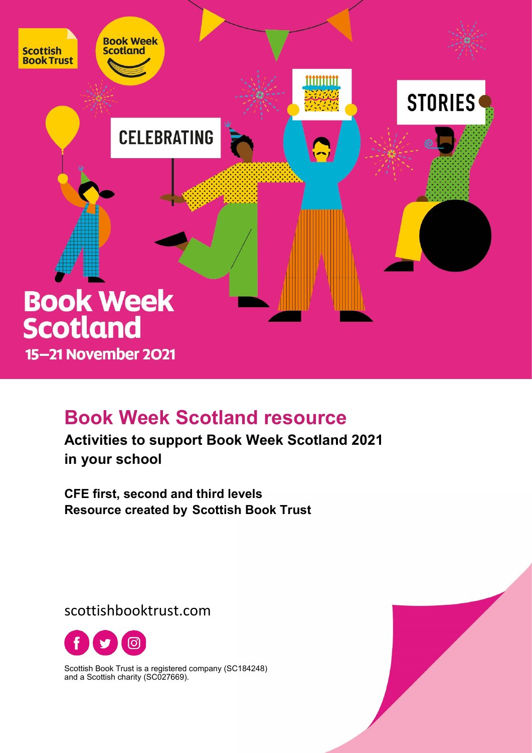Scottish Book Trust

Book Week Scotland

CELEBRATING

STORIES

# Book Week Scotland

15–21 November 2021

## Book Week Scotland resource

**Activities to support Book Week Scotland 2021 in your school**

**CFE first, second and third levels**
**Resource created by Scottish Book Trust**

scottishbooktrust.com

Scottish Book Trust is a registered company (SC184248) and a Scottish charity (SC027669).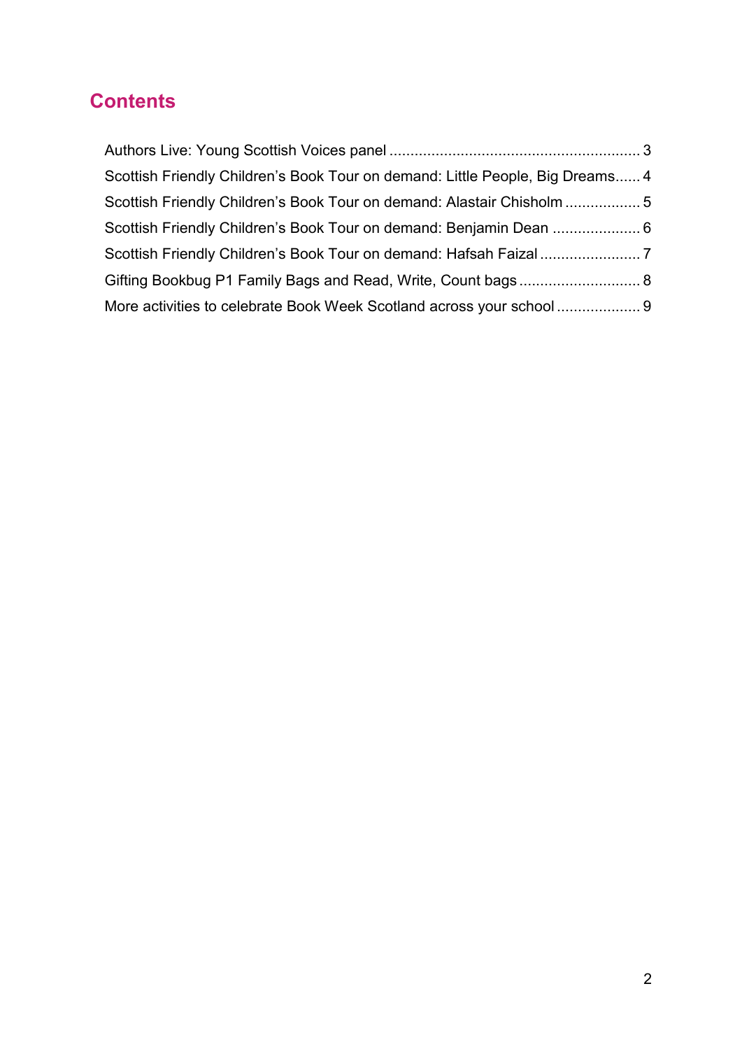## Contents

Authors Live: Young Scottish Voices panel ........................................................... 3

Scottish Friendly Children's Book Tour on demand: Little People, Big Dreams...... 4

Scottish Friendly Children's Book Tour on demand: Alastair Chisholm ................. 5

Scottish Friendly Children's Book Tour on demand: Benjamin Dean ..................... 6

Scottish Friendly Children's Book Tour on demand: Hafsah Faizal ........................ 7

Gifting Bookbug P1 Family Bags and Read, Write, Count bags ............................ 8

More activities to celebrate Book Week Scotland across your school .................... 9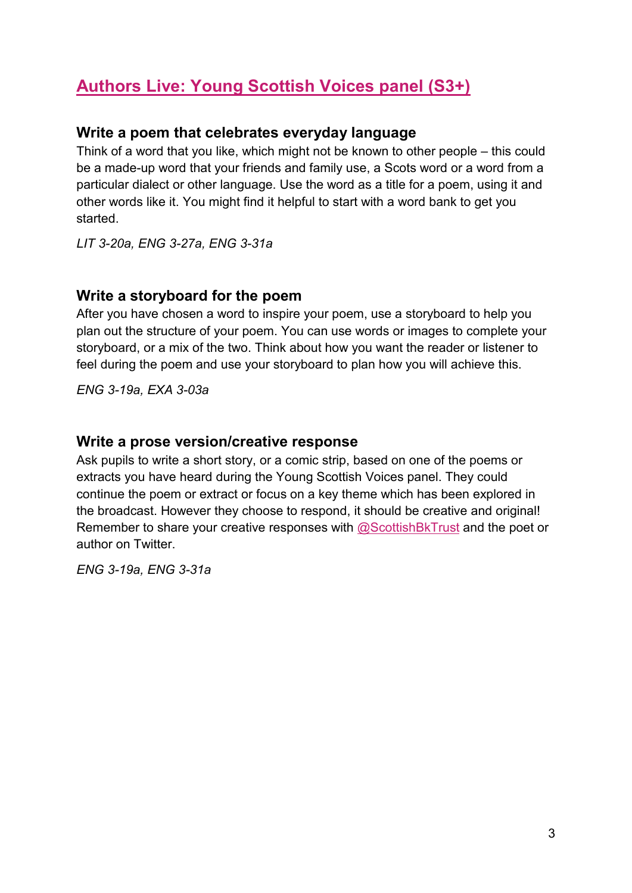## Authors Live: Young Scottish Voices panel (S3+)

### Write a poem that celebrates everyday language

Think of a word that you like, which might not be known to other people – this could be a made-up word that your friends and family use, a Scots word or a word from a particular dialect or other language. Use the word as a title for a poem, using it and other words like it. You might find it helpful to start with a word bank to get you started.

*LIT 3-20a, ENG 3-27a, ENG 3-31a*

### Write a storyboard for the poem

After you have chosen a word to inspire your poem, use a storyboard to help you plan out the structure of your poem. You can use words or images to complete your storyboard, or a mix of the two. Think about how you want the reader or listener to feel during the poem and use your storyboard to plan how you will achieve this.

*ENG 3-19a, EXA 3-03a*

### Write a prose version/creative response

Ask pupils to write a short story, or a comic strip, based on one of the poems or extracts you have heard during the Young Scottish Voices panel. They could continue the poem or extract or focus on a key theme which has been explored in the broadcast. However they choose to respond, it should be creative and original! Remember to share your creative responses with @ScottishBkTrust and the poet or author on Twitter.

*ENG 3-19a, ENG 3-31a*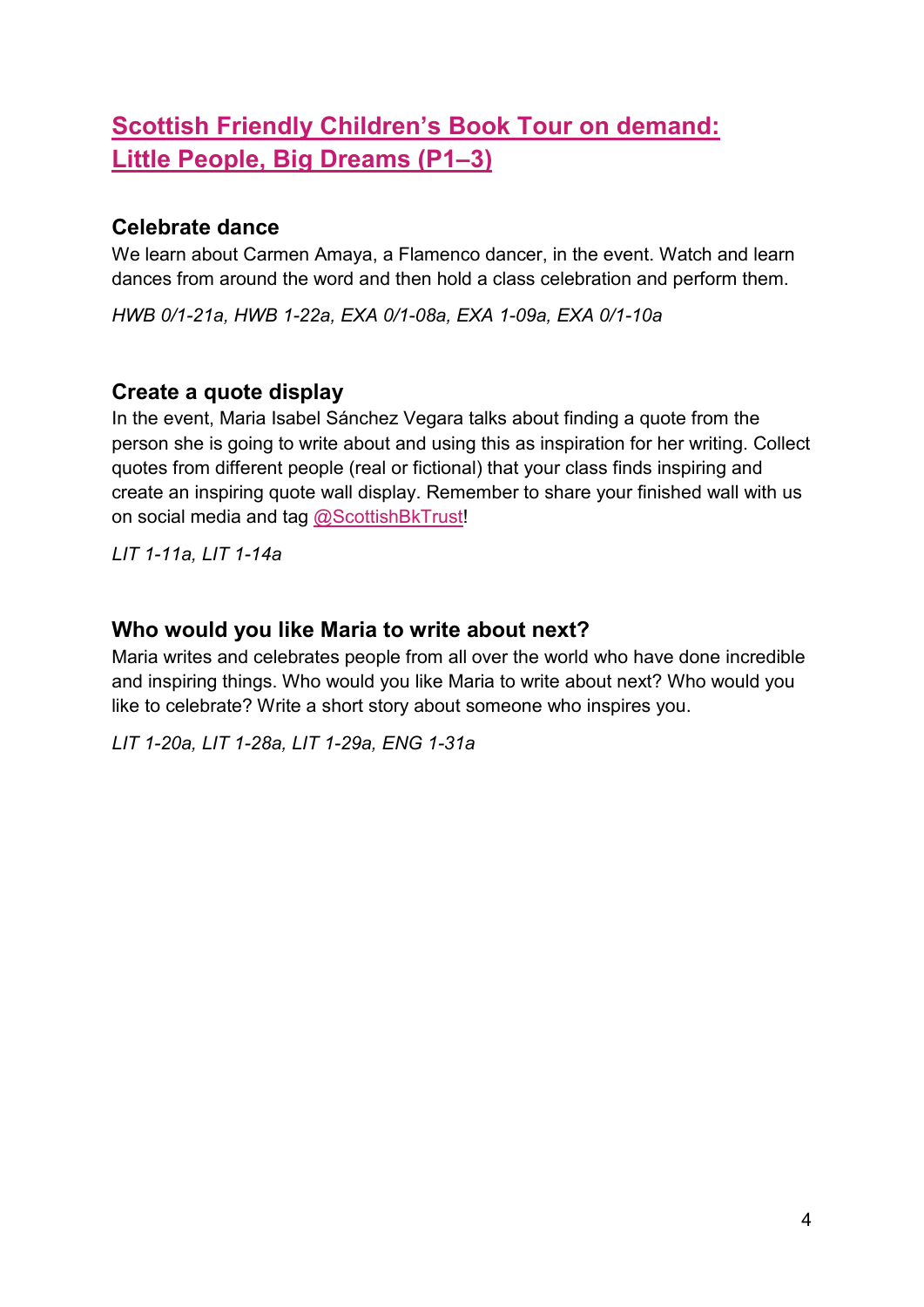# [Scottish Friendly Children's Book Tour on demand: Little People, Big Dreams (P1–3)]

## Celebrate dance

We learn about Carmen Amaya, a Flamenco dancer, in the event. Watch and learn dances from around the word and then hold a class celebration and perform them.

*HWB 0/1-21a, HWB 1-22a, EXA 0/1-08a, EXA 1-09a, EXA 0/1-10a*

## Create a quote display

In the event, Maria Isabel Sánchez Vegara talks about finding a quote from the person she is going to write about and using this as inspiration for her writing. Collect quotes from different people (real or fictional) that your class finds inspiring and create an inspiring quote wall display. Remember to share your finished wall with us on social media and tag @ScottishBkTrust!

*LIT 1-11a, LIT 1-14a*

## Who would you like Maria to write about next?

Maria writes and celebrates people from all over the world who have done incredible and inspiring things. Who would you like Maria to write about next? Who would you like to celebrate? Write a short story about someone who inspires you.

*LIT 1-20a, LIT 1-28a, LIT 1-29a, ENG 1-31a*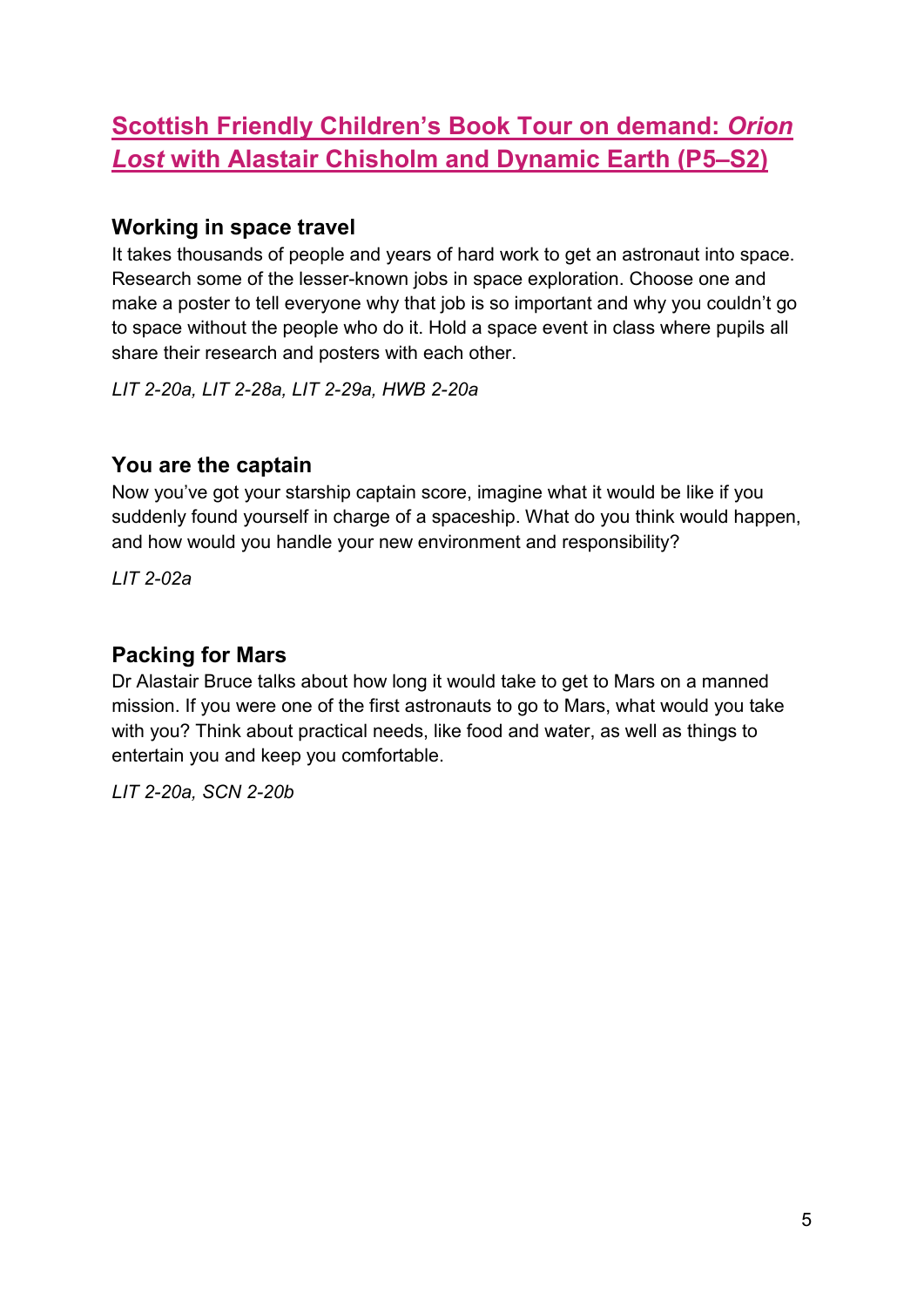## [Scottish Friendly Children's Book Tour on demand: *Orion Lost* with Alastair Chisholm and Dynamic Earth (P5–S2)]

### Working in space travel

It takes thousands of people and years of hard work to get an astronaut into space. Research some of the lesser-known jobs in space exploration. Choose one and make a poster to tell everyone why that job is so important and why you couldn't go to space without the people who do it. Hold a space event in class where pupils all share their research and posters with each other.

*LIT 2-20a, LIT 2-28a, LIT 2-29a, HWB 2-20a*

### You are the captain

Now you've got your starship captain score, imagine what it would be like if you suddenly found yourself in charge of a spaceship. What do you think would happen, and how would you handle your new environment and responsibility?

*LIT 2-02a*

### Packing for Mars

Dr Alastair Bruce talks about how long it would take to get to Mars on a manned mission. If you were one of the first astronauts to go to Mars, what would you take with you? Think about practical needs, like food and water, as well as things to entertain you and keep you comfortable.

*LIT 2-20a, SCN 2-20b*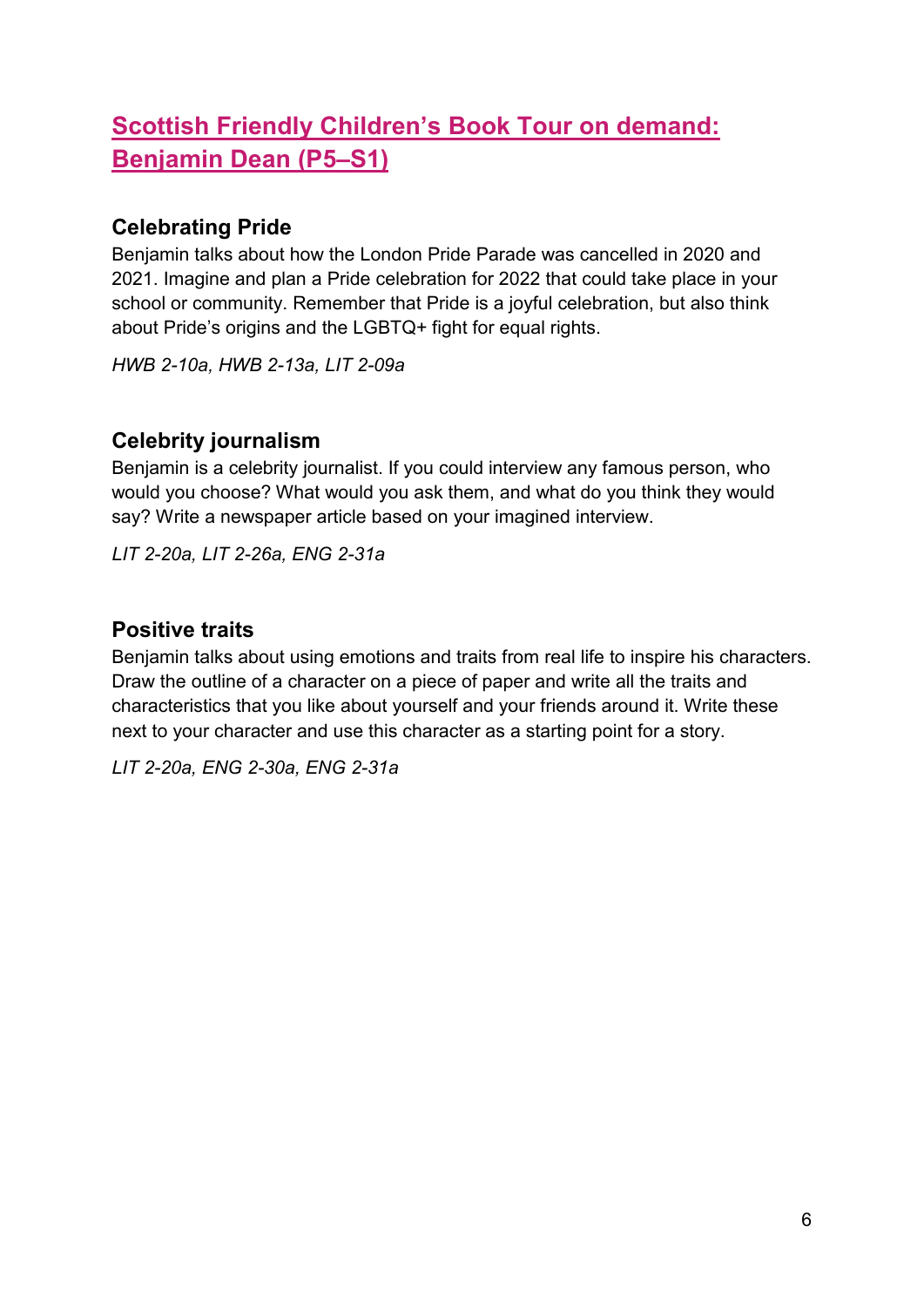## Scottish Friendly Children's Book Tour on demand: Benjamin Dean (P5–S1)

### Celebrating Pride

Benjamin talks about how the London Pride Parade was cancelled in 2020 and 2021. Imagine and plan a Pride celebration for 2022 that could take place in your school or community. Remember that Pride is a joyful celebration, but also think about Pride's origins and the LGBTQ+ fight for equal rights.

*HWB 2-10a, HWB 2-13a, LIT 2-09a*

### Celebrity journalism

Benjamin is a celebrity journalist. If you could interview any famous person, who would you choose? What would you ask them, and what do you think they would say? Write a newspaper article based on your imagined interview.

*LIT 2-20a, LIT 2-26a, ENG 2-31a*

### Positive traits

Benjamin talks about using emotions and traits from real life to inspire his characters. Draw the outline of a character on a piece of paper and write all the traits and characteristics that you like about yourself and your friends around it. Write these next to your character and use this character as a starting point for a story.

*LIT 2-20a, ENG 2-30a, ENG 2-31a*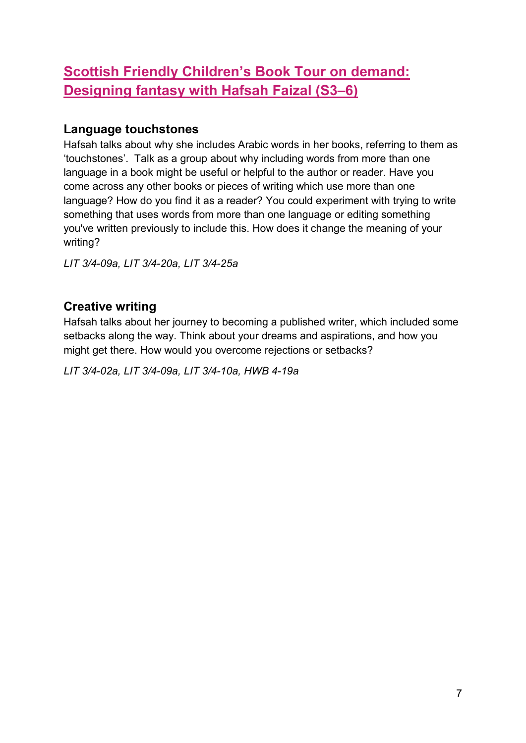## Scottish Friendly Children's Book Tour on demand: Designing fantasy with Hafsah Faizal (S3–6)

### Language touchstones

Hafsah talks about why she includes Arabic words in her books, referring to them as 'touchstones'. Talk as a group about why including words from more than one language in a book might be useful or helpful to the author or reader. Have you come across any other books or pieces of writing which use more than one language? How do you find it as a reader? You could experiment with trying to write something that uses words from more than one language or editing something you've written previously to include this. How does it change the meaning of your writing?

*LIT 3/4-09a, LIT 3/4-20a, LIT 3/4-25a*

### Creative writing

Hafsah talks about her journey to becoming a published writer, which included some setbacks along the way. Think about your dreams and aspirations, and how you might get there. How would you overcome rejections or setbacks?

*LIT 3/4-02a, LIT 3/4-09a, LIT 3/4-10a, HWB 4-19a*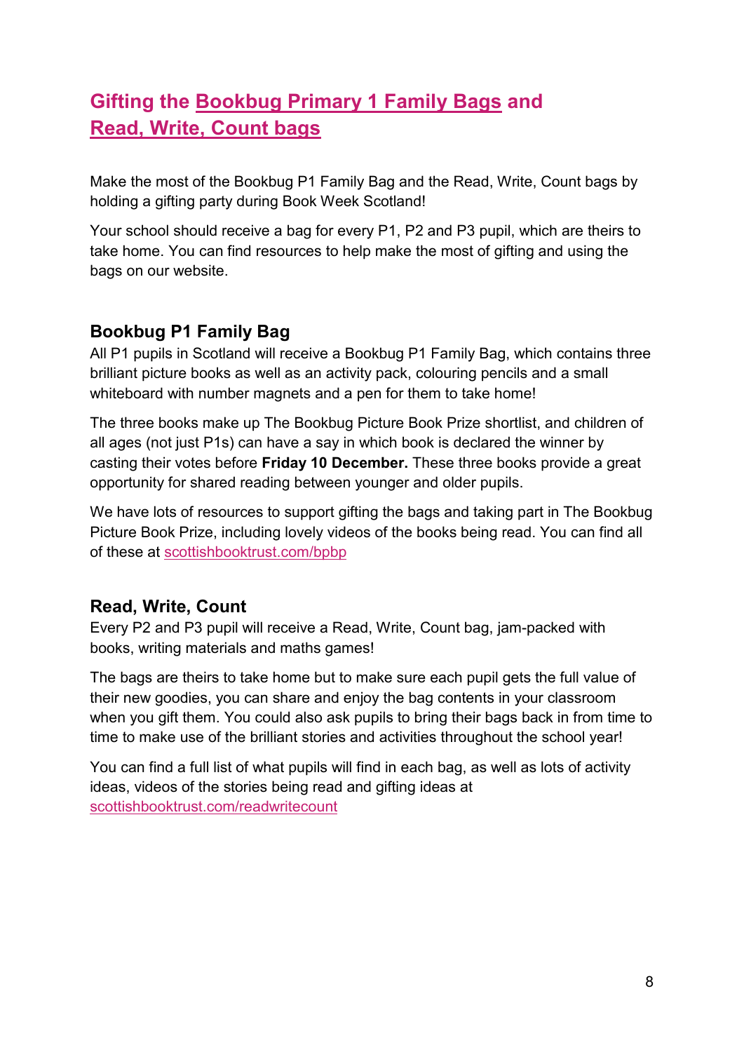## Gifting the Bookbug Primary 1 Family Bags and Read, Write, Count bags

Make the most of the Bookbug P1 Family Bag and the Read, Write, Count bags by holding a gifting party during Book Week Scotland!

Your school should receive a bag for every P1, P2 and P3 pupil, which are theirs to take home. You can find resources to help make the most of gifting and using the bags on our website.

### Bookbug P1 Family Bag

All P1 pupils in Scotland will receive a Bookbug P1 Family Bag, which contains three brilliant picture books as well as an activity pack, colouring pencils and a small whiteboard with number magnets and a pen for them to take home!

The three books make up The Bookbug Picture Book Prize shortlist, and children of all ages (not just P1s) can have a say in which book is declared the winner by casting their votes before **Friday 10 December.** These three books provide a great opportunity for shared reading between younger and older pupils.

We have lots of resources to support gifting the bags and taking part in The Bookbug Picture Book Prize, including lovely videos of the books being read. You can find all of these at scottishbooktrust.com/bpbp

### Read, Write, Count

Every P2 and P3 pupil will receive a Read, Write, Count bag, jam-packed with books, writing materials and maths games!

The bags are theirs to take home but to make sure each pupil gets the full value of their new goodies, you can share and enjoy the bag contents in your classroom when you gift them. You could also ask pupils to bring their bags back in from time to time to make use of the brilliant stories and activities throughout the school year!

You can find a full list of what pupils will find in each bag, as well as lots of activity ideas, videos of the stories being read and gifting ideas at scottishbooktrust.com/readwritecount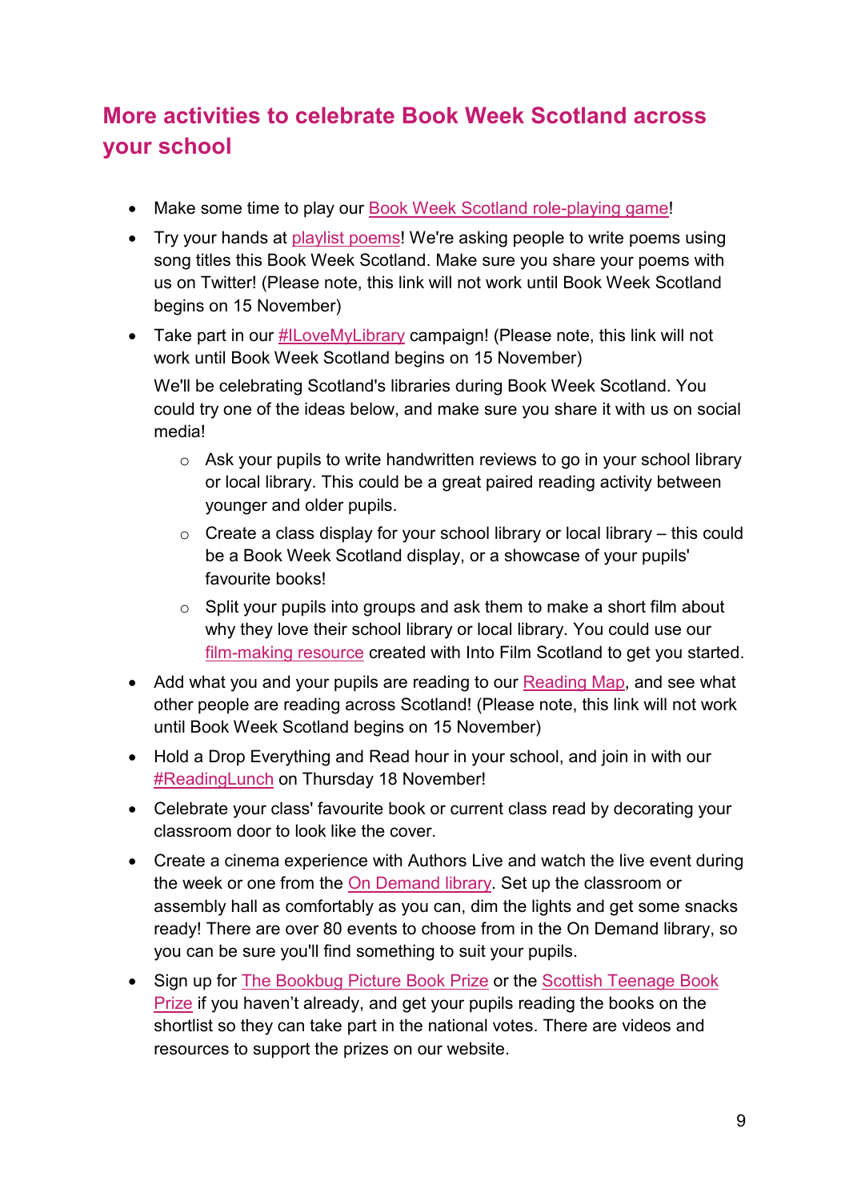## More activities to celebrate Book Week Scotland across your school

- Make some time to play our Book Week Scotland role-playing game!
- Try your hands at playlist poems! We're asking people to write poems using song titles this Book Week Scotland. Make sure you share your poems with us on Twitter! (Please note, this link will not work until Book Week Scotland begins on 15 November)
- Take part in our #ILoveMyLibrary campaign! (Please note, this link will not work until Book Week Scotland begins on 15 November)

  We'll be celebrating Scotland's libraries during Book Week Scotland. You could try one of the ideas below, and make sure you share it with us on social media!

  - Ask your pupils to write handwritten reviews to go in your school library or local library. This could be a great paired reading activity between younger and older pupils.
  - Create a class display for your school library or local library – this could be a Book Week Scotland display, or a showcase of your pupils' favourite books!
  - Split your pupils into groups and ask them to make a short film about why they love their school library or local library. You could use our film-making resource created with Into Film Scotland to get you started.
- Add what you and your pupils are reading to our Reading Map, and see what other people are reading across Scotland! (Please note, this link will not work until Book Week Scotland begins on 15 November)
- Hold a Drop Everything and Read hour in your school, and join in with our #ReadingLunch on Thursday 18 November!
- Celebrate your class' favourite book or current class read by decorating your classroom door to look like the cover.
- Create a cinema experience with Authors Live and watch the live event during the week or one from the On Demand library. Set up the classroom or assembly hall as comfortably as you can, dim the lights and get some snacks ready! There are over 80 events to choose from in the On Demand library, so you can be sure you'll find something to suit your pupils.
- Sign up for The Bookbug Picture Book Prize or the Scottish Teenage Book Prize if you haven't already, and get your pupils reading the books on the shortlist so they can take part in the national votes. There are videos and resources to support the prizes on our website.